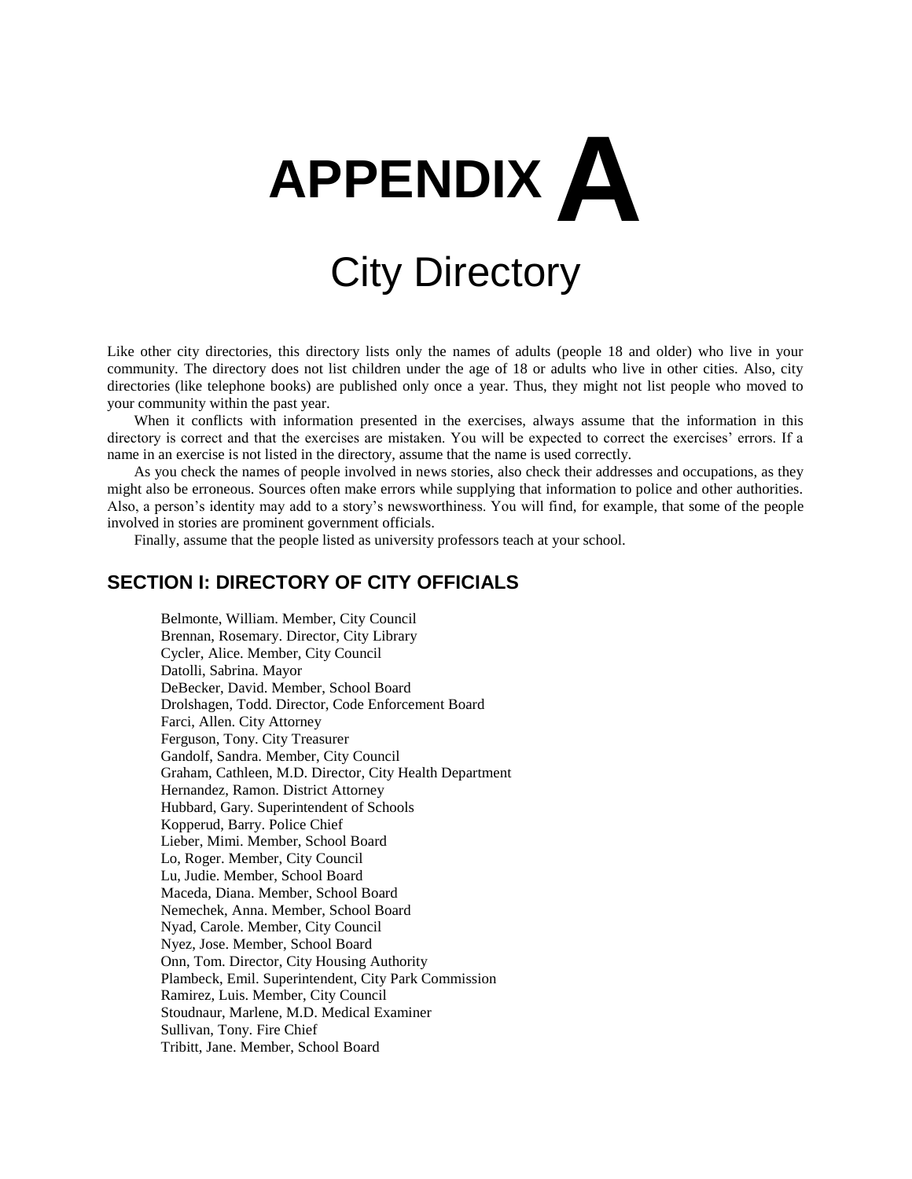# APPENDIX A

# City Directory

Like other city directories, this directory lists only the names of adults (people 18 and older) who live in your community. The directory does not list children under the age of 18 or adults who live in other cities. Also, city directories (like telephone books) are published only once a year. Thus, they might not list people who moved to your community within the past year.

When it conflicts with information presented in the exercises, always assume that the information in this directory is correct and that the exercises are mistaken. You will be expected to correct the exercises' errors. If a name in an exercise is not listed in the directory, assume that the name is used correctly.

As you check the names of people involved in news stories, also check their addresses and occupations, as they might also be erroneous. Sources often make errors while supplying that information to police and other authorities. Also, a person's identity may add to a story's newsworthiness. You will find, for example, that some of the people involved in stories are prominent government officials.

Finally, assume that the people listed as university professors teach at your school.

## SECTION I: DIRECTORY OF CITY OFFICIALS

Belmonte, William. Member, City Council
Brennan, Rosemary. Director, City Library
Cycler, Alice. Member, City Council
Datolli, Sabrina. Mayor
DeBecker, David. Member, School Board
Drolshagen, Todd. Director, Code Enforcement Board
Farci, Allen. City Attorney
Ferguson, Tony. City Treasurer
Gandolf, Sandra. Member, City Council
Graham, Cathleen, M.D. Director, City Health Department
Hernandez, Ramon. District Attorney
Hubbard, Gary. Superintendent of Schools
Kopperud, Barry. Police Chief
Lieber, Mimi. Member, School Board
Lo, Roger. Member, City Council
Lu, Judie. Member, School Board
Maceda, Diana. Member, School Board
Nemechek, Anna. Member, School Board
Nyad, Carole. Member, City Council
Nyez, Jose. Member, School Board
Onn, Tom. Director, City Housing Authority
Plambeck, Emil. Superintendent, City Park Commission
Ramirez, Luis. Member, City Council
Stoudnaur, Marlene, M.D. Medical Examiner
Sullivan, Tony. Fire Chief
Tribitt, Jane. Member, School Board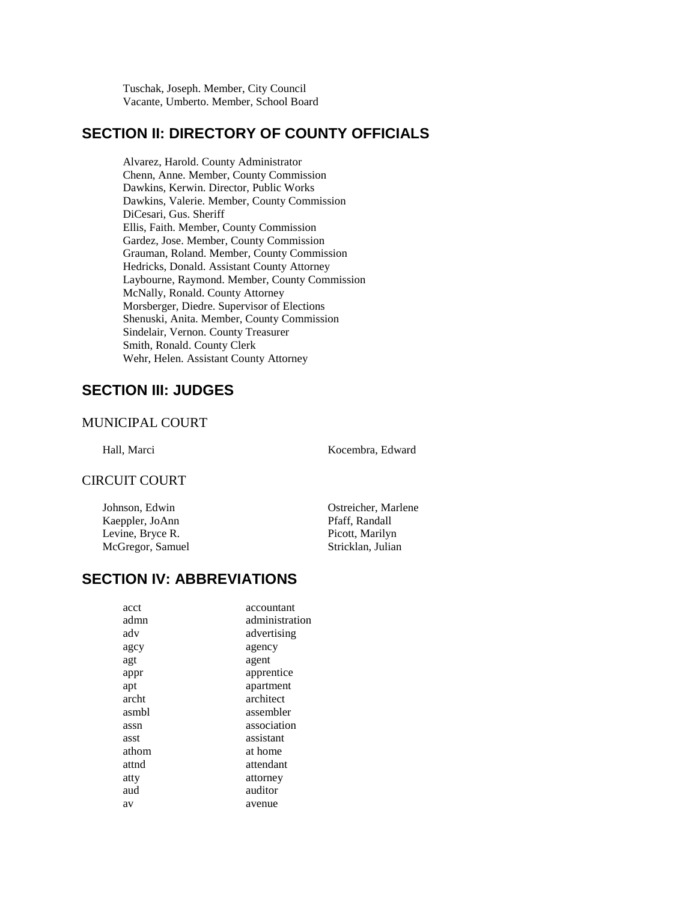Tuschak, Joseph. Member, City Council
Vacante, Umberto. Member, School Board

## SECTION II: DIRECTORY OF COUNTY OFFICIALS

Alvarez, Harold. County Administrator
Chenn, Anne. Member, County Commission
Dawkins, Kerwin. Director, Public Works
Dawkins, Valerie. Member, County Commission
DiCesari, Gus. Sheriff
Ellis, Faith. Member, County Commission
Gardez, Jose. Member, County Commission
Grauman, Roland. Member, County Commission
Hedricks, Donald. Assistant County Attorney
Laybourne, Raymond. Member, County Commission
McNally, Ronald. County Attorney
Morsberger, Diedre. Supervisor of Elections
Shenuski, Anita. Member, County Commission
Sindelair, Vernon. County Treasurer
Smith, Ronald. County Clerk
Wehr, Helen. Assistant County Attorney

## SECTION III: JUDGES

### MUNICIPAL COURT

Hall, Marci
Kocembra, Edward

### CIRCUIT COURT

Johnson, Edwin
Kaeppler, JoAnn
Levine, Bryce R.
McGregor, Samuel
Ostreicher, Marlene
Pfaff, Randall
Picott, Marilyn
Stricklan, Julian

## SECTION IV: ABBREVIATIONS

| | |
|---|---|
| acct | accountant |
| admn | administration |
| adv | advertising |
| agcy | agency |
| agt | agent |
| appr | apprentice |
| apt | apartment |
| archt | architect |
| asmbl | assembler |
| assn | association |
| asst | assistant |
| athom | at home |
| attnd | attendant |
| atty | attorney |
| aud | auditor |
| av | avenue |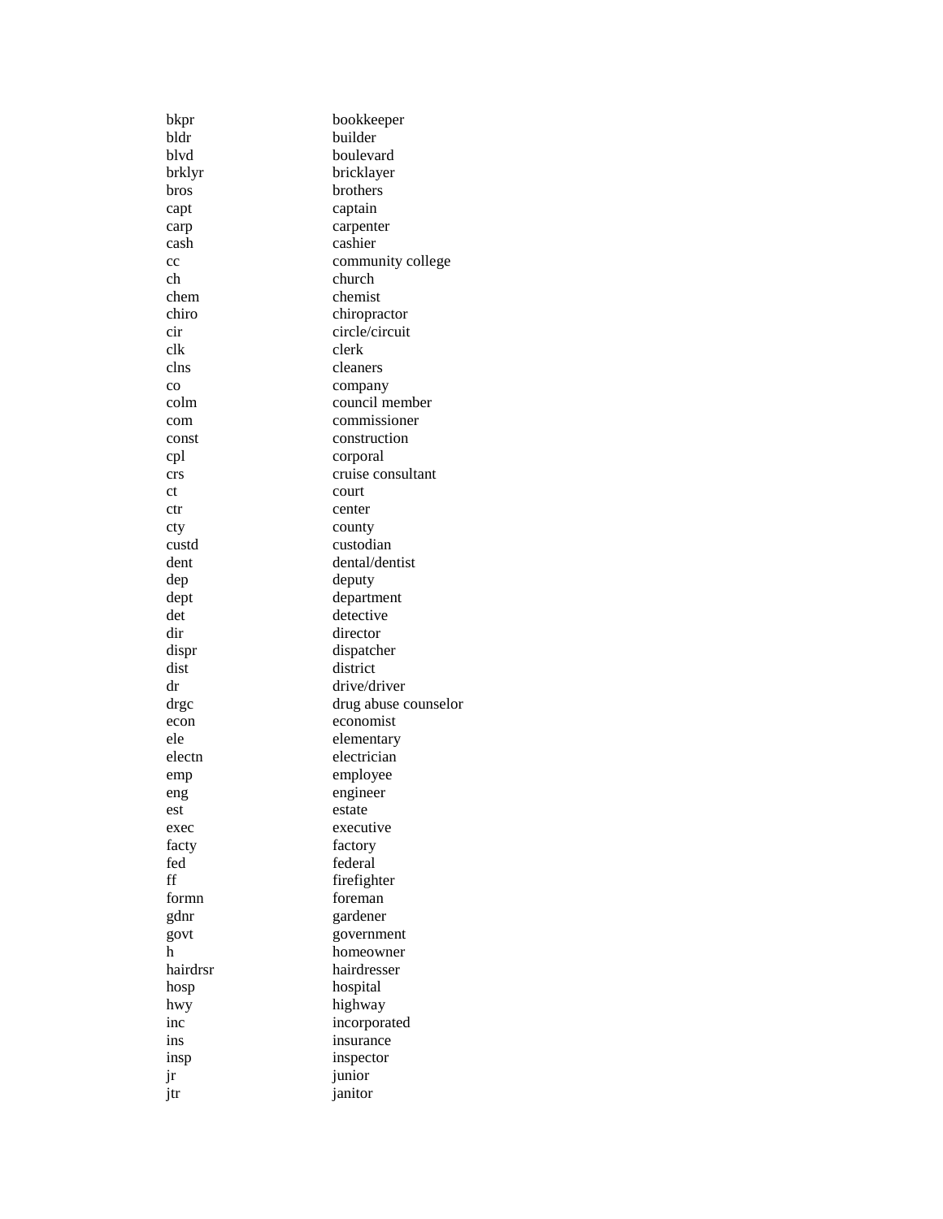| | |
|---|---|
| bkpr | bookkeeper |
| bldr | builder |
| blvd | boulevard |
| brklyr | bricklayer |
| bros | brothers |
| capt | captain |
| carp | carpenter |
| cash | cashier |
| cc | community college |
| ch | church |
| chem | chemist |
| chiro | chiropractor |
| cir | circle/circuit |
| clk | clerk |
| clns | cleaners |
| co | company |
| colm | council member |
| com | commissioner |
| const | construction |
| cpl | corporal |
| crs | cruise consultant |
| ct | court |
| ctr | center |
| cty | county |
| custd | custodian |
| dent | dental/dentist |
| dep | deputy |
| dept | department |
| det | detective |
| dir | director |
| dispr | dispatcher |
| dist | district |
| dr | drive/driver |
| drgc | drug abuse counselor |
| econ | economist |
| ele | elementary |
| electn | electrician |
| emp | employee |
| eng | engineer |
| est | estate |
| exec | executive |
| facty | factory |
| fed | federal |
| ff | firefighter |
| formn | foreman |
| gdnr | gardener |
| govt | government |
| h | homeowner |
| hairdrsr | hairdresser |
| hosp | hospital |
| hwy | highway |
| inc | incorporated |
| ins | insurance |
| insp | inspector |
| jr | junior |
| jtr | janitor |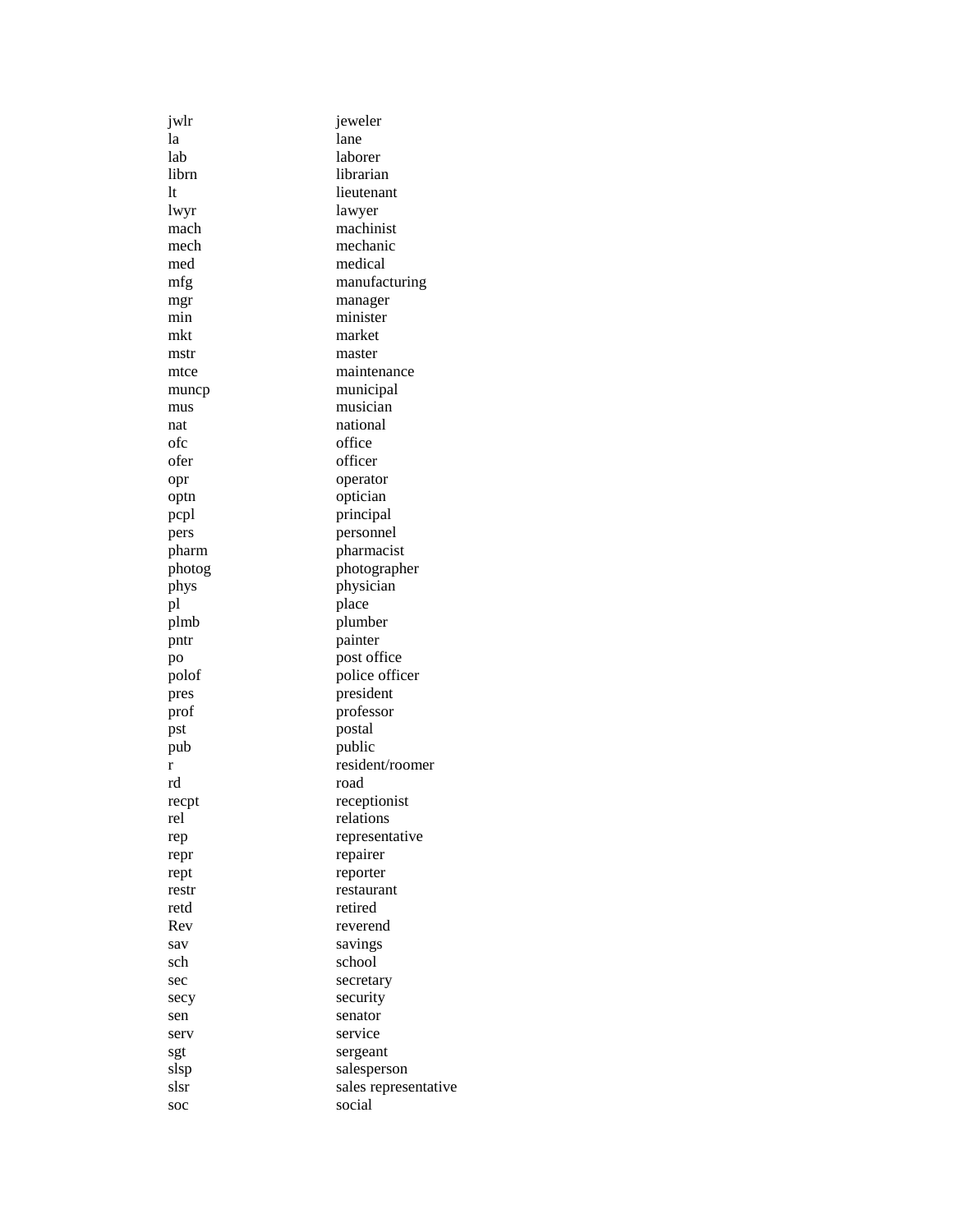| | |
|---|---|
| jwlr | jeweler |
| la | lane |
| lab | laborer |
| librn | librarian |
| lt | lieutenant |
| lwyr | lawyer |
| mach | machinist |
| mech | mechanic |
| med | medical |
| mfg | manufacturing |
| mgr | manager |
| min | minister |
| mkt | market |
| mstr | master |
| mtce | maintenance |
| muncp | municipal |
| mus | musician |
| nat | national |
| ofc | office |
| ofer | officer |
| opr | operator |
| optn | optician |
| pcpl | principal |
| pers | personnel |
| pharm | pharmacist |
| photog | photographer |
| phys | physician |
| pl | place |
| plmb | plumber |
| pntr | painter |
| po | post office |
| polof | police officer |
| pres | president |
| prof | professor |
| pst | postal |
| pub | public |
| r | resident/roomer |
| rd | road |
| recpt | receptionist |
| rel | relations |
| rep | representative |
| repr | repairer |
| rept | reporter |
| restr | restaurant |
| retd | retired |
| Rev | reverend |
| sav | savings |
| sch | school |
| sec | secretary |
| secy | security |
| sen | senator |
| serv | service |
| sgt | sergeant |
| slsp | salesperson |
| slsr | sales representative |
| soc | social |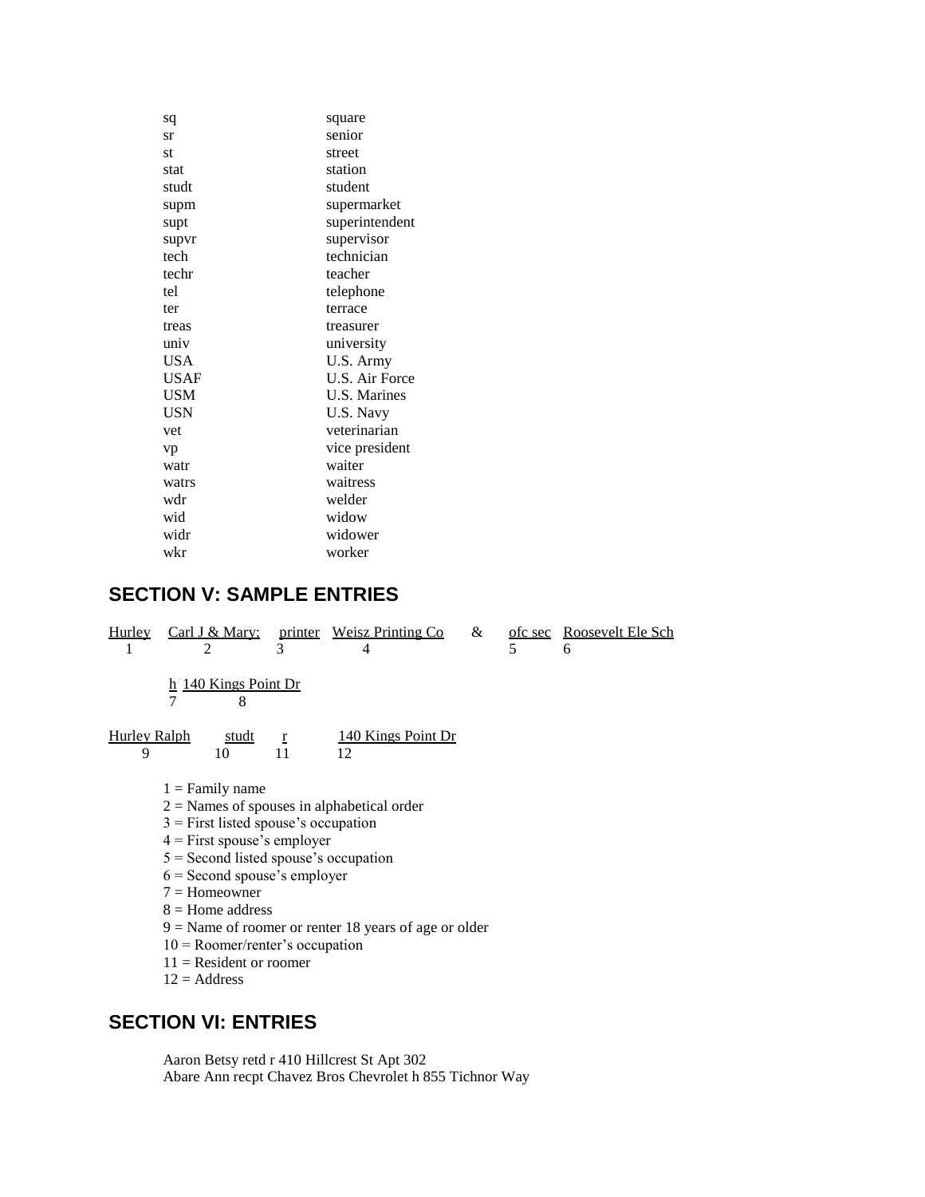| | |
|---|---|
| sq | square |
| sr | senior |
| st | street |
| stat | station |
| studt | student |
| supm | supermarket |
| supt | superintendent |
| supvr | supervisor |
| tech | technician |
| techr | teacher |
| tel | telephone |
| ter | terrace |
| treas | treasurer |
| univ | university |
| USA | U.S. Army |
| USAF | U.S. Air Force |
| USM | U.S. Marines |
| USN | U.S. Navy |
| vet | veterinarian |
| vp | vice president |
| watr | waiter |
| watrs | waitress |
| wdr | welder |
| wid | widow |
| widr | widower |
| wkr | worker |

## SECTION V: SAMPLE ENTRIES

| Hurley | Carl J & Mary; | printer | Weisz Printing Co | & | ofc sec | Roosevelt Ele Sch |
|---|---|---|---|---|---|---|
| 1 | 2 | 3 | 4 | | 5 | 6 |

| h | 140 Kings Point Dr |
|---|---|
| 7 | 8 |

| Hurley Ralph | studt | r | 140 Kings Point Dr |
|---|---|---|---|
| 9 | 10 | 11 | 12 |

1 = Family name
2 = Names of spouses in alphabetical order
3 = First listed spouse's occupation
4 = First spouse's employer
5 = Second listed spouse's occupation
6 = Second spouse's employer
7 = Homeowner
8 = Home address
9 = Name of roomer or renter 18 years of age or older
10 = Roomer/renter's occupation
11 = Resident or roomer
12 = Address

## SECTION VI: ENTRIES

Aaron Betsy retd r 410 Hillcrest St Apt 302
Abare Ann recpt Chavez Bros Chevrolet h 855 Tichnor Way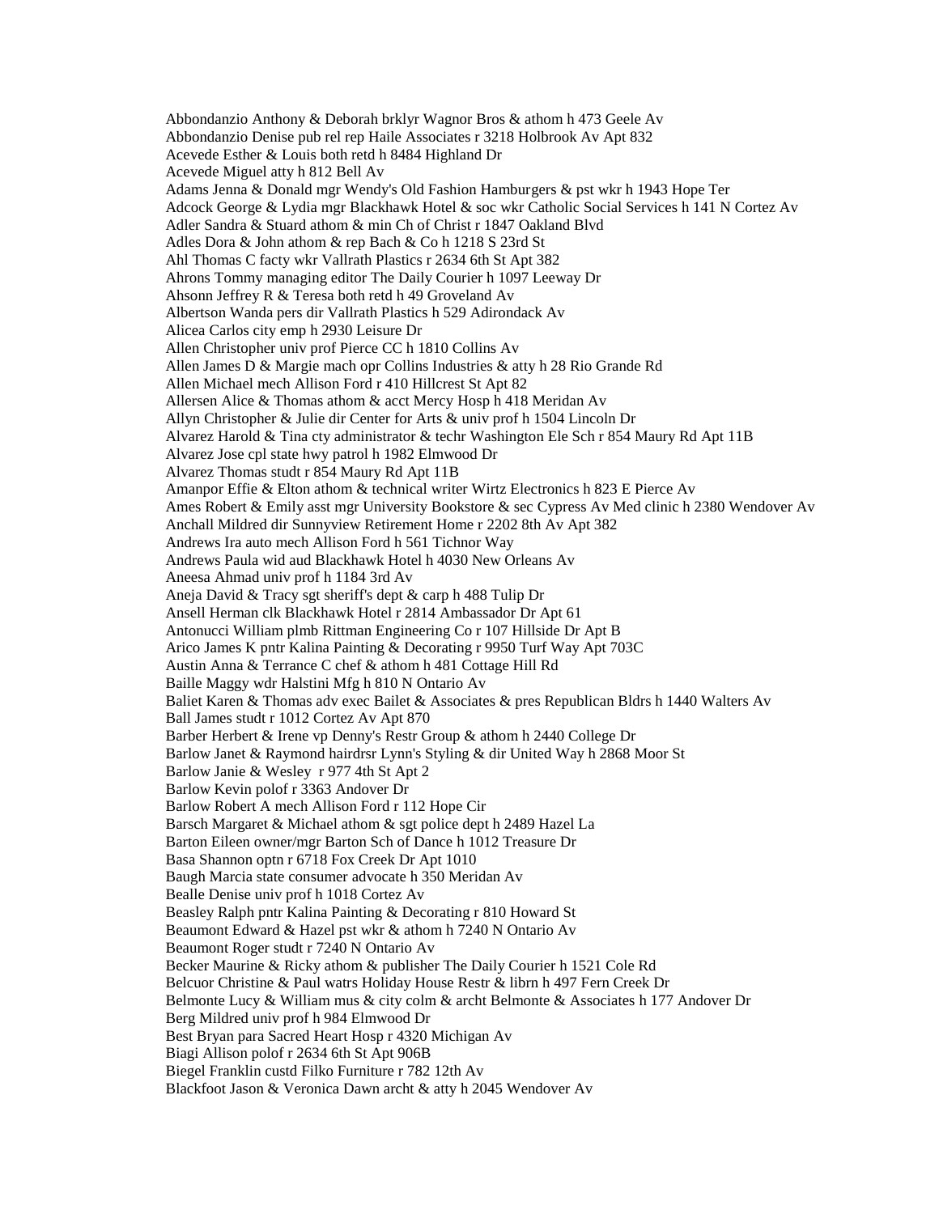Abbondanzio Anthony & Deborah brklyr Wagnor Bros & athom h 473 Geele Av
Abbondanzio Denise pub rel rep Haile Associates r 3218 Holbrook Av Apt 832
Acevede Esther & Louis both retd h 8484 Highland Dr
Acevede Miguel atty h 812 Bell Av
Adams Jenna & Donald mgr Wendy's Old Fashion Hamburgers & pst wkr h 1943 Hope Ter
Adcock George & Lydia mgr Blackhawk Hotel & soc wkr Catholic Social Services h 141 N Cortez Av
Adler Sandra & Stuard athom & min Ch of Christ r 1847 Oakland Blvd
Adles Dora & John athom & rep Bach & Co h 1218 S 23rd St
Ahl Thomas C facty wkr Vallrath Plastics r 2634 6th St Apt 382
Ahrons Tommy managing editor The Daily Courier h 1097 Leeway Dr
Ahsonn Jeffrey R & Teresa both retd h 49 Groveland Av
Albertson Wanda pers dir Vallrath Plastics h 529 Adirondack Av
Alicea Carlos city emp h 2930 Leisure Dr
Allen Christopher univ prof Pierce CC h 1810 Collins Av
Allen James D & Margie mach opr Collins Industries & atty h 28 Rio Grande Rd
Allen Michael mech Allison Ford r 410 Hillcrest St Apt 82
Allersen Alice & Thomas athom & acct Mercy Hosp h 418 Meridan Av
Allyn Christopher & Julie dir Center for Arts & univ prof h 1504 Lincoln Dr
Alvarez Harold & Tina cty administrator & techr Washington Ele Sch r 854 Maury Rd Apt 11B
Alvarez Jose cpl state hwy patrol h 1982 Elmwood Dr
Alvarez Thomas studt r 854 Maury Rd Apt 11B
Amanpor Effie & Elton athom & technical writer Wirtz Electronics h 823 E Pierce Av
Ames Robert & Emily asst mgr University Bookstore & sec Cypress Av Med clinic h 2380 Wendover Av
Anchall Mildred dir Sunnyview Retirement Home r 2202 8th Av Apt 382
Andrews Ira auto mech Allison Ford h 561 Tichnor Way
Andrews Paula wid aud Blackhawk Hotel h 4030 New Orleans Av
Aneesa Ahmad univ prof h 1184 3rd Av
Aneja David & Tracy sgt sheriff's dept & carp h 488 Tulip Dr
Ansell Herman clk Blackhawk Hotel r 2814 Ambassador Dr Apt 61
Antonucci William plmb Rittman Engineering Co r 107 Hillside Dr Apt B
Arico James K pntr Kalina Painting & Decorating r 9950 Turf Way Apt 703C
Austin Anna & Terrance C chef & athom h 481 Cottage Hill Rd
Baille Maggy wdr Halstini Mfg h 810 N Ontario Av
Baliet Karen & Thomas adv exec Bailet & Associates & pres Republican Bldrs h 1440 Walters Av
Ball James studt r 1012 Cortez Av Apt 870
Barber Herbert & Irene vp Denny's Restr Group & athom h 2440 College Dr
Barlow Janet & Raymond hairdrsr Lynn's Styling & dir United Way h 2868 Moor St
Barlow Janie & Wesley r 977 4th St Apt 2
Barlow Kevin polof r 3363 Andover Dr
Barlow Robert A mech Allison Ford r 112 Hope Cir
Barsch Margaret & Michael athom & sgt police dept h 2489 Hazel La
Barton Eileen owner/mgr Barton Sch of Dance h 1012 Treasure Dr
Basa Shannon optn r 6718 Fox Creek Dr Apt 1010
Baugh Marcia state consumer advocate h 350 Meridan Av
Bealle Denise univ prof h 1018 Cortez Av
Beasley Ralph pntr Kalina Painting & Decorating r 810 Howard St
Beaumont Edward & Hazel pst wkr & athom h 7240 N Ontario Av
Beaumont Roger studt r 7240 N Ontario Av
Becker Maurine & Ricky athom & publisher The Daily Courier h 1521 Cole Rd
Belcuor Christine & Paul watrs Holiday House Restr & librn h 497 Fern Creek Dr
Belmonte Lucy & William mus & city colm & archt Belmonte & Associates h 177 Andover Dr
Berg Mildred univ prof h 984 Elmwood Dr
Best Bryan para Sacred Heart Hosp r 4320 Michigan Av
Biagi Allison polof r 2634 6th St Apt 906B
Biegel Franklin custd Filko Furniture r 782 12th Av
Blackfoot Jason & Veronica Dawn archt & atty h 2045 Wendover Av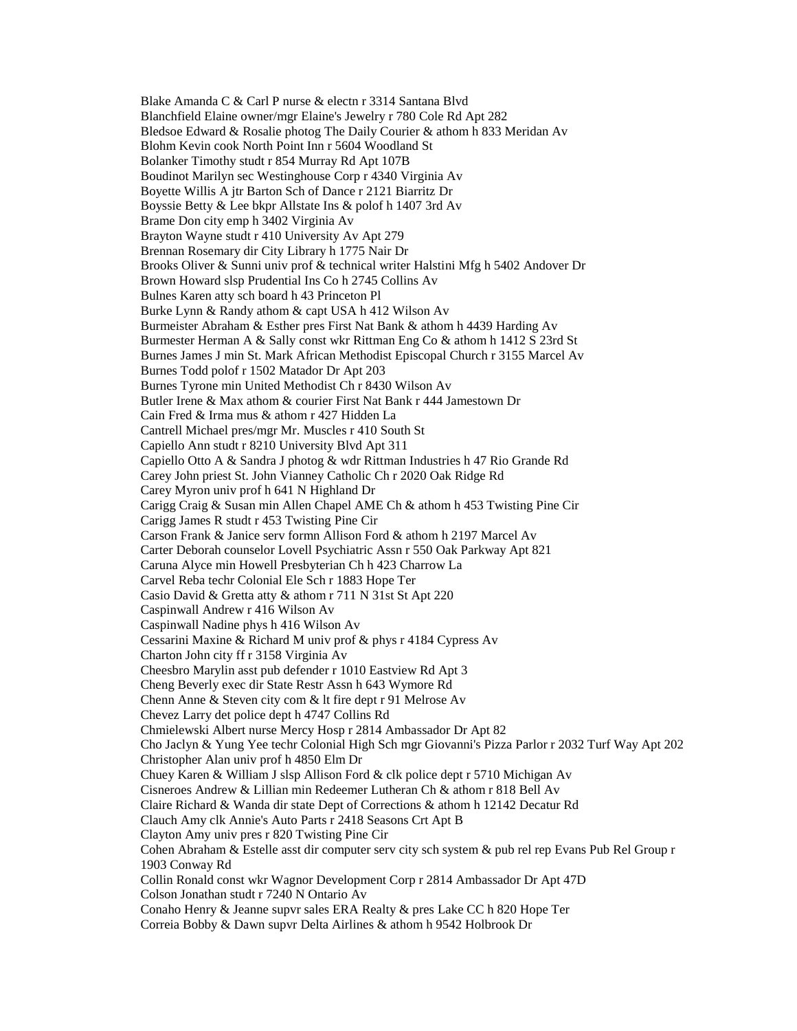Blake Amanda C & Carl P nurse & electn r 3314 Santana Blvd
Blanchfield Elaine owner/mgr Elaine's Jewelry r 780 Cole Rd Apt 282
Bledsoe Edward & Rosalie photog The Daily Courier & athom h 833 Meridan Av
Blohm Kevin cook North Point Inn r 5604 Woodland St
Bolanker Timothy studt r 854 Murray Rd Apt 107B
Boudinot Marilyn sec Westinghouse Corp r 4340 Virginia Av
Boyette Willis A jtr Barton Sch of Dance r 2121 Biarritz Dr
Boyssie Betty & Lee bkpr Allstate Ins & polof h 1407 3rd Av
Brame Don city emp h 3402 Virginia Av
Brayton Wayne studt r 410 University Av Apt 279
Brennan Rosemary dir City Library h 1775 Nair Dr
Brooks Oliver & Sunni univ prof & technical writer Halstini Mfg h 5402 Andover Dr
Brown Howard slsp Prudential Ins Co h 2745 Collins Av
Bulnes Karen atty sch board h 43 Princeton Pl
Burke Lynn & Randy athom & capt USA h 412 Wilson Av
Burmeister Abraham & Esther pres First Nat Bank & athom h 4439 Harding Av
Burmester Herman A & Sally const wkr Rittman Eng Co & athom h 1412 S 23rd St
Burnes James J min St. Mark African Methodist Episcopal Church r 3155 Marcel Av
Burnes Todd polof r 1502 Matador Dr Apt 203
Burnes Tyrone min United Methodist Ch r 8430 Wilson Av
Butler Irene & Max athom & courier First Nat Bank r 444 Jamestown Dr
Cain Fred & Irma mus & athom r 427 Hidden La
Cantrell Michael pres/mgr Mr. Muscles r 410 South St
Capiello Ann studt r 8210 University Blvd Apt 311
Capiello Otto A & Sandra J photog & wdr Rittman Industries h 47 Rio Grande Rd
Carey John priest St. John Vianney Catholic Ch r 2020 Oak Ridge Rd
Carey Myron univ prof h 641 N Highland Dr
Carigg Craig & Susan min Allen Chapel AME Ch & athom h 453 Twisting Pine Cir
Carigg James R studt r 453 Twisting Pine Cir
Carson Frank & Janice serv formn Allison Ford & athom h 2197 Marcel Av
Carter Deborah counselor Lovell Psychiatric Assn r 550 Oak Parkway Apt 821
Caruna Alyce min Howell Presbyterian Ch h 423 Charrow La
Carvel Reba techr Colonial Ele Sch r 1883 Hope Ter
Casio David & Gretta atty & athom r 711 N 31st St Apt 220
Caspinwall Andrew r 416 Wilson Av
Caspinwall Nadine phys h 416 Wilson Av
Cessarini Maxine & Richard M univ prof & phys r 4184 Cypress Av
Charton John city ff r 3158 Virginia Av
Cheesbro Marylin asst pub defender r 1010 Eastview Rd Apt 3
Cheng Beverly exec dir State Restr Assn h 643 Wymore Rd
Chenn Anne & Steven city com & lt fire dept r 91 Melrose Av
Chevez Larry det police dept h 4747 Collins Rd
Chmielewski Albert nurse Mercy Hosp r 2814 Ambassador Dr Apt 82
Cho Jaclyn & Yung Yee techr Colonial High Sch mgr Giovanni's Pizza Parlor r 2032 Turf Way Apt 202
Christopher Alan univ prof h 4850 Elm Dr
Chuey Karen & William J slsp Allison Ford & clk police dept r 5710 Michigan Av
Cisneroes Andrew & Lillian min Redeemer Lutheran Ch & athom r 818 Bell Av
Claire Richard & Wanda dir state Dept of Corrections & athom h 12142 Decatur Rd
Clauch Amy clk Annie's Auto Parts r 2418 Seasons Crt Apt B
Clayton Amy univ pres r 820 Twisting Pine Cir
Cohen Abraham & Estelle asst dir computer serv city sch system & pub rel rep Evans Pub Rel Group r 1903 Conway Rd
Collin Ronald const wkr Wagnor Development Corp r 2814 Ambassador Dr Apt 47D
Colson Jonathan studt r 7240 N Ontario Av
Conaho Henry & Jeanne supvr sales ERA Realty & pres Lake CC h 820 Hope Ter
Correia Bobby & Dawn supvr Delta Airlines & athom h 9542 Holbrook Dr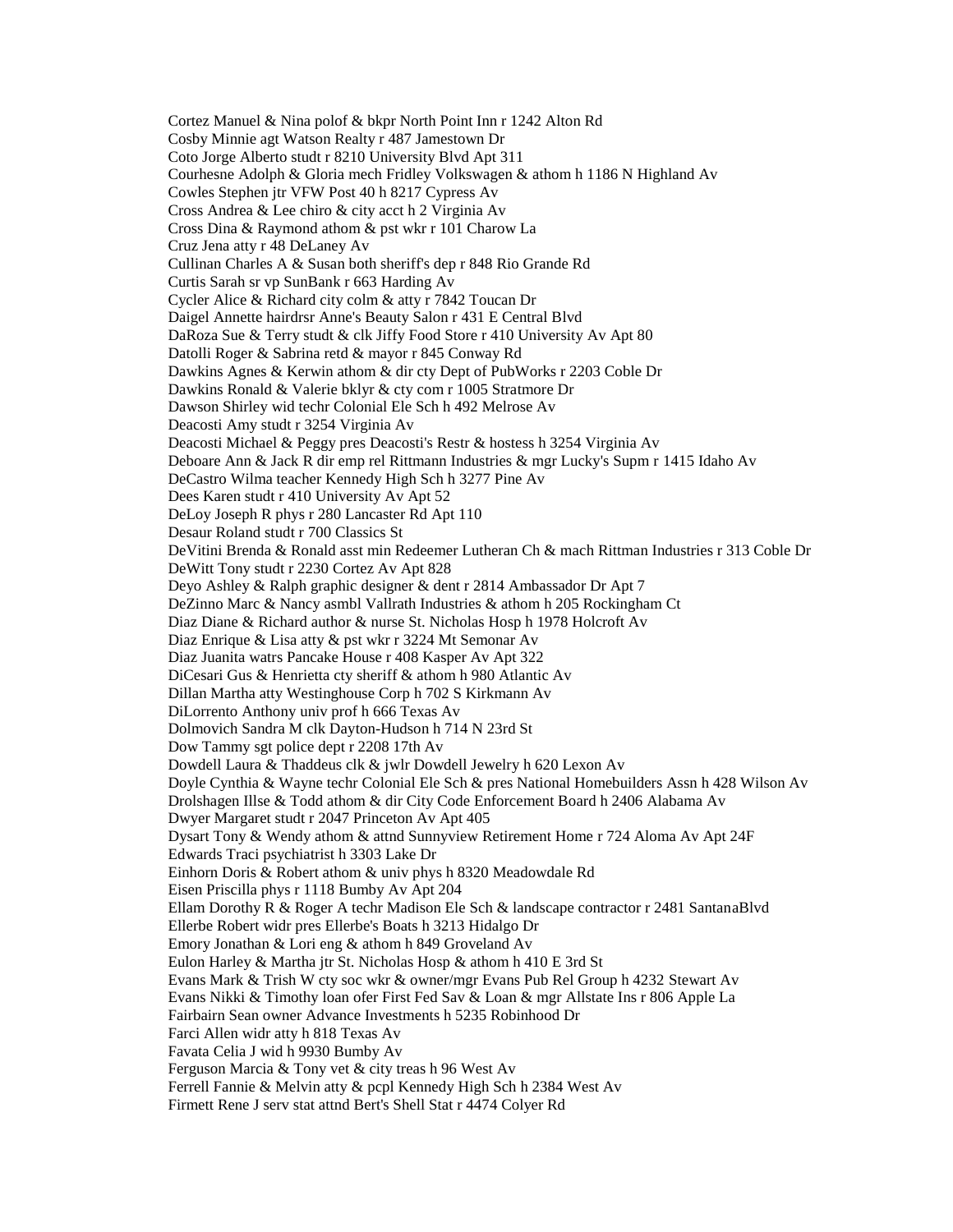Cortez Manuel & Nina polof & bkpr North Point Inn r 1242 Alton Rd
Cosby Minnie agt Watson Realty r 487 Jamestown Dr
Coto Jorge Alberto studt r 8210 University Blvd Apt 311
Courhesne Adolph & Gloria mech Fridley Volkswagen & athom h 1186 N Highland Av
Cowles Stephen jtr VFW Post 40 h 8217 Cypress Av
Cross Andrea & Lee chiro & city acct h 2 Virginia Av
Cross Dina & Raymond athom & pst wkr r 101 Charow La
Cruz Jena atty r 48 DeLaney Av
Cullinan Charles A & Susan both sheriff's dep r 848 Rio Grande Rd
Curtis Sarah sr vp SunBank r 663 Harding Av
Cycler Alice & Richard city colm & atty r 7842 Toucan Dr
Daigel Annette hairdrsr Anne's Beauty Salon r 431 E Central Blvd
DaRoza Sue & Terry studt & clk Jiffy Food Store r 410 University Av Apt 80
Datolli Roger & Sabrina retd & mayor r 845 Conway Rd
Dawkins Agnes & Kerwin athom & dir cty Dept of PubWorks r 2203 Coble Dr
Dawkins Ronald & Valerie bklyr & cty com r 1005 Stratmore Dr
Dawson Shirley wid techr Colonial Ele Sch h 492 Melrose Av
Deacosti Amy studt r 3254 Virginia Av
Deacosti Michael & Peggy pres Deacosti's Restr & hostess h 3254 Virginia Av
Deboare Ann & Jack R dir emp rel Rittmann Industries & mgr Lucky's Supm r 1415 Idaho Av
DeCastro Wilma teacher Kennedy High Sch h 3277 Pine Av
Dees Karen studt r 410 University Av Apt 52
DeLoy Joseph R phys r 280 Lancaster Rd Apt 110
Desaur Roland studt r 700 Classics St
DeVitini Brenda & Ronald asst min Redeemer Lutheran Ch & mach Rittman Industries r 313 Coble Dr
DeWitt Tony studt r 2230 Cortez Av Apt 828
Deyo Ashley & Ralph graphic designer & dent r 2814 Ambassador Dr Apt 7
DeZinno Marc & Nancy asmbl Vallrath Industries & athom h 205 Rockingham Ct
Diaz Diane & Richard author & nurse St. Nicholas Hosp h 1978 Holcroft Av
Diaz Enrique & Lisa atty & pst wkr r 3224 Mt Semonar Av
Diaz Juanita watrs Pancake House r 408 Kasper Av Apt 322
DiCesari Gus & Henrietta cty sheriff & athom h 980 Atlantic Av
Dillan Martha atty Westinghouse Corp h 702 S Kirkmann Av
DiLorrento Anthony univ prof h 666 Texas Av
Dolmovich Sandra M clk Dayton-Hudson h 714 N 23rd St
Dow Tammy sgt police dept r 2208 17th Av
Dowdell Laura & Thaddeus clk & jwlr Dowdell Jewelry h 620 Lexon Av
Doyle Cynthia & Wayne techr Colonial Ele Sch & pres National Homebuilders Assn h 428 Wilson Av
Drolshagen Illse & Todd athom & dir City Code Enforcement Board h 2406 Alabama Av
Dwyer Margaret studt r 2047 Princeton Av Apt 405
Dysart Tony & Wendy athom & attnd Sunnyview Retirement Home r 724 Aloma Av Apt 24F
Edwards Traci psychiatrist h 3303 Lake Dr
Einhorn Doris & Robert athom & univ phys h 8320 Meadowdale Rd
Eisen Priscilla phys r 1118 Bumby Av Apt 204
Ellam Dorothy R & Roger A techr Madison Ele Sch & landscape contractor r 2481 SantanaBlvd
Ellerbe Robert widr pres Ellerbe's Boats h 3213 Hidalgo Dr
Emory Jonathan & Lori eng & athom h 849 Groveland Av
Eulon Harley & Martha jtr St. Nicholas Hosp & athom h 410 E 3rd St
Evans Mark & Trish W cty soc wkr & owner/mgr Evans Pub Rel Group h 4232 Stewart Av
Evans Nikki & Timothy loan ofer First Fed Sav & Loan & mgr Allstate Ins r 806 Apple La
Fairbairn Sean owner Advance Investments h 5235 Robinhood Dr
Farci Allen widr atty h 818 Texas Av
Favata Celia J wid h 9930 Bumby Av
Ferguson Marcia & Tony vet & city treas h 96 West Av
Ferrell Fannie & Melvin atty & pcpl Kennedy High Sch h 2384 West Av
Firmett Rene J serv stat attnd Bert's Shell Stat r 4474 Colyer Rd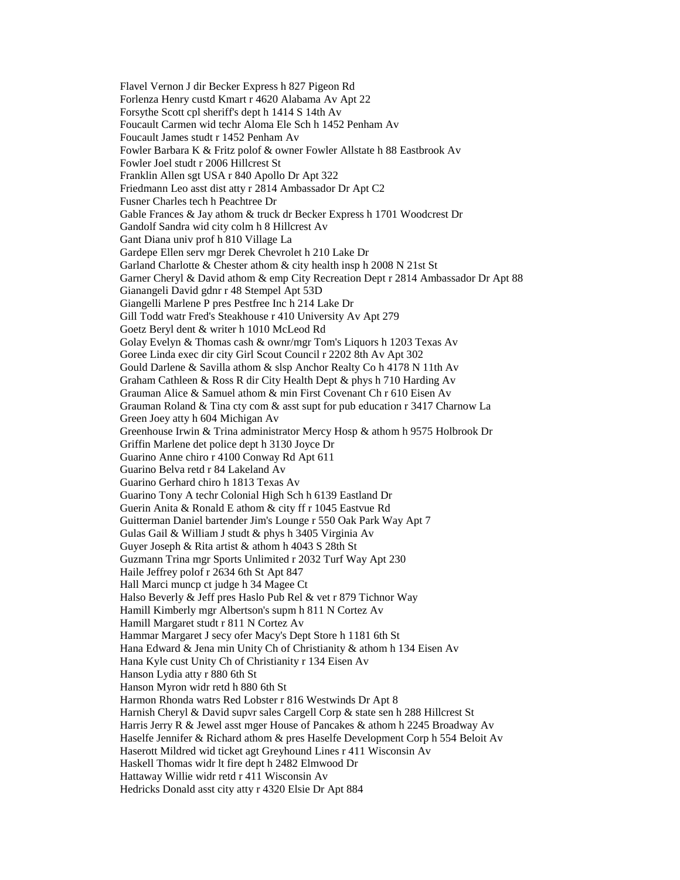Flavel Vernon J dir Becker Express h 827 Pigeon Rd
Forlenza Henry custd Kmart r 4620 Alabama Av Apt 22
Forsythe Scott cpl sheriff's dept h 1414 S 14th Av
Foucault Carmen wid techr Aloma Ele Sch h 1452 Penham Av
Foucault James studt r 1452 Penham Av
Fowler Barbara K & Fritz polof & owner Fowler Allstate h 88 Eastbrook Av
Fowler Joel studt r 2006 Hillcrest St
Franklin Allen sgt USA r 840 Apollo Dr Apt 322
Friedmann Leo asst dist atty r 2814 Ambassador Dr Apt C2
Fusner Charles tech h Peachtree Dr
Gable Frances & Jay athom & truck dr Becker Express h 1701 Woodcrest Dr
Gandolf Sandra wid city colm h 8 Hillcrest Av
Gant Diana univ prof h 810 Village La
Gardepe Ellen serv mgr Derek Chevrolet h 210 Lake Dr
Garland Charlotte & Chester athom & city health insp h 2008 N 21st St
Garner Cheryl & David athom & emp City Recreation Dept r 2814 Ambassador Dr Apt 88
Gianangeli David gdnr r 48 Stempel Apt 53D
Giangelli Marlene P pres Pestfree Inc h 214 Lake Dr
Gill Todd watr Fred's Steakhouse r 410 University Av Apt 279
Goetz Beryl dent & writer h 1010 McLeod Rd
Golay Evelyn & Thomas cash & ownr/mgr Tom's Liquors h 1203 Texas Av
Goree Linda exec dir city Girl Scout Council r 2202 8th Av Apt 302
Gould Darlene & Savilla athom & slsp Anchor Realty Co h 4178 N 11th Av
Graham Cathleen & Ross R dir City Health Dept & phys h 710 Harding Av
Grauman Alice & Samuel athom & min First Covenant Ch r 610 Eisen Av
Grauman Roland & Tina cty com & asst supt for pub education r 3417 Charnow La
Green Joey atty h 604 Michigan Av
Greenhouse Irwin & Trina administrator Mercy Hosp & athom h 9575 Holbrook Dr
Griffin Marlene det police dept h 3130 Joyce Dr
Guarino Anne chiro r 4100 Conway Rd Apt 611
Guarino Belva retd r 84 Lakeland Av
Guarino Gerhard chiro h 1813 Texas Av
Guarino Tony A techr Colonial High Sch h 6139 Eastland Dr
Guerin Anita & Ronald E athom & city ff r 1045 Eastvue Rd
Guitterman Daniel bartender Jim's Lounge r 550 Oak Park Way Apt 7
Gulas Gail & William J studt & phys h 3405 Virginia Av
Guyer Joseph & Rita artist & athom h 4043 S 28th St
Guzmann Trina mgr Sports Unlimited r 2032 Turf Way Apt 230
Haile Jeffrey polof r 2634 6th St Apt 847
Hall Marci muncp ct judge h 34 Magee Ct
Halso Beverly & Jeff pres Haslo Pub Rel & vet r 879 Tichnor Way
Hamill Kimberly mgr Albertson's supm h 811 N Cortez Av
Hamill Margaret studt r 811 N Cortez Av
Hammar Margaret J secy ofer Macy's Dept Store h 1181 6th St
Hana Edward & Jena min Unity Ch of Christianity & athom h 134 Eisen Av
Hana Kyle cust Unity Ch of Christianity r 134 Eisen Av
Hanson Lydia atty r 880 6th St
Hanson Myron widr retd h 880 6th St
Harmon Rhonda watrs Red Lobster r 816 Westwinds Dr Apt 8
Harnish Cheryl & David supvr sales Cargell Corp & state sen h 288 Hillcrest St
Harris Jerry R & Jewel asst mger House of Pancakes & athom h 2245 Broadway Av
Haselfe Jennifer & Richard athom & pres Haselfe Development Corp h 554 Beloit Av
Haserott Mildred wid ticket agt Greyhound Lines r 411 Wisconsin Av
Haskell Thomas widr lt fire dept h 2482 Elmwood Dr
Hattaway Willie widr retd r 411 Wisconsin Av
Hedricks Donald asst city atty r 4320 Elsie Dr Apt 884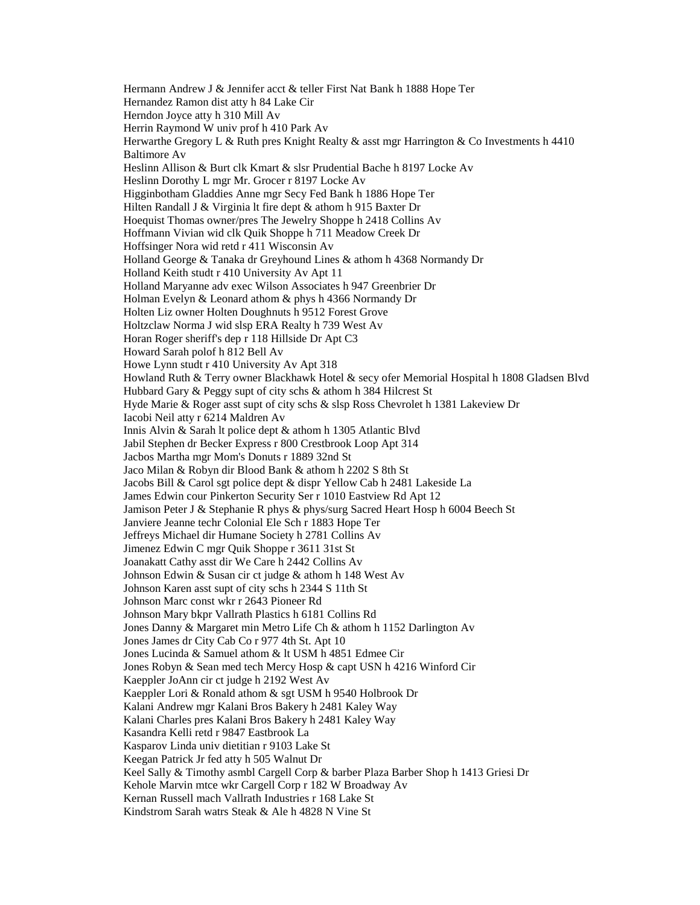Hermann Andrew J & Jennifer acct & teller First Nat Bank h 1888 Hope Ter
Hernandez Ramon dist atty h 84 Lake Cir
Herndon Joyce atty h 310 Mill Av
Herrin Raymond W univ prof h 410 Park Av
Herwarthe Gregory L & Ruth pres Knight Realty & asst mgr Harrington & Co Investments h 4410 Baltimore Av
Heslinn Allison & Burt clk Kmart & slsr Prudential Bache h 8197 Locke Av
Heslinn Dorothy L mgr Mr. Grocer r 8197 Locke Av
Higginbotham Gladdies Anne mgr Secy Fed Bank h 1886 Hope Ter
Hilten Randall J & Virginia lt fire dept & athom h 915 Baxter Dr
Hoequist Thomas owner/pres The Jewelry Shoppe h 2418 Collins Av
Hoffmann Vivian wid clk Quik Shoppe h 711 Meadow Creek Dr
Hoffsinger Nora wid retd r 411 Wisconsin Av
Holland George & Tanaka dr Greyhound Lines & athom h 4368 Normandy Dr
Holland Keith studt r 410 University Av Apt 11
Holland Maryanne adv exec Wilson Associates h 947 Greenbrier Dr
Holman Evelyn & Leonard athom & phys h 4366 Normandy Dr
Holten Liz owner Holten Doughnuts h 9512 Forest Grove
Holtzclaw Norma J wid slsp ERA Realty h 739 West Av
Horan Roger sheriff's dep r 118 Hillside Dr Apt C3
Howard Sarah polof h 812 Bell Av
Howe Lynn studt r 410 University Av Apt 318
Howland Ruth & Terry owner Blackhawk Hotel & secy ofer Memorial Hospital h 1808 Gladsen Blvd
Hubbard Gary & Peggy supt of city schs & athom h 384 Hilcrest St
Hyde Marie & Roger asst supt of city schs & slsp Ross Chevrolet h 1381 Lakeview Dr
Iacobi Neil atty r 6214 Maldren Av
Innis Alvin & Sarah lt police dept & athom h 1305 Atlantic Blvd
Jabil Stephen dr Becker Express r 800 Crestbrook Loop Apt 314
Jacbos Martha mgr Mom's Donuts r 1889 32nd St
Jaco Milan & Robyn dir Blood Bank & athom h 2202 S 8th St
Jacobs Bill & Carol sgt police dept & dispr Yellow Cab h 2481 Lakeside La
James Edwin cour Pinkerton Security Ser r 1010 Eastview Rd Apt 12
Jamison Peter J & Stephanie R phys & phys/surg Sacred Heart Hosp h 6004 Beech St
Janviere Jeanne techr Colonial Ele Sch r 1883 Hope Ter
Jeffreys Michael dir Humane Society h 2781 Collins Av
Jimenez Edwin C mgr Quik Shoppe r 3611 31st St
Joanakatt Cathy asst dir We Care h 2442 Collins Av
Johnson Edwin & Susan cir ct judge & athom h 148 West Av
Johnson Karen asst supt of city schs h 2344 S 11th St
Johnson Marc const wkr r 2643 Pioneer Rd
Johnson Mary bkpr Vallrath Plastics h 6181 Collins Rd
Jones Danny & Margaret min Metro Life Ch & athom h 1152 Darlington Av
Jones James dr City Cab Co r 977 4th St. Apt 10
Jones Lucinda & Samuel athom & lt USM h 4851 Edmee Cir
Jones Robyn & Sean med tech Mercy Hosp & capt USN h 4216 Winford Cir
Kaeppler JoAnn cir ct judge h 2192 West Av
Kaeppler Lori & Ronald athom & sgt USM h 9540 Holbrook Dr
Kalani Andrew mgr Kalani Bros Bakery h 2481 Kaley Way
Kalani Charles pres Kalani Bros Bakery h 2481 Kaley Way
Kasandra Kelli retd r 9847 Eastbrook La
Kasparov Linda univ dietitian r 9103 Lake St
Keegan Patrick Jr fed atty h 505 Walnut Dr
Keel Sally & Timothy asmbl Cargell Corp & barber Plaza Barber Shop h 1413 Griesi Dr
Kehole Marvin mtce wkr Cargell Corp r 182 W Broadway Av
Kernan Russell mach Vallrath Industries r 168 Lake St
Kindstrom Sarah watrs Steak & Ale h 4828 N Vine St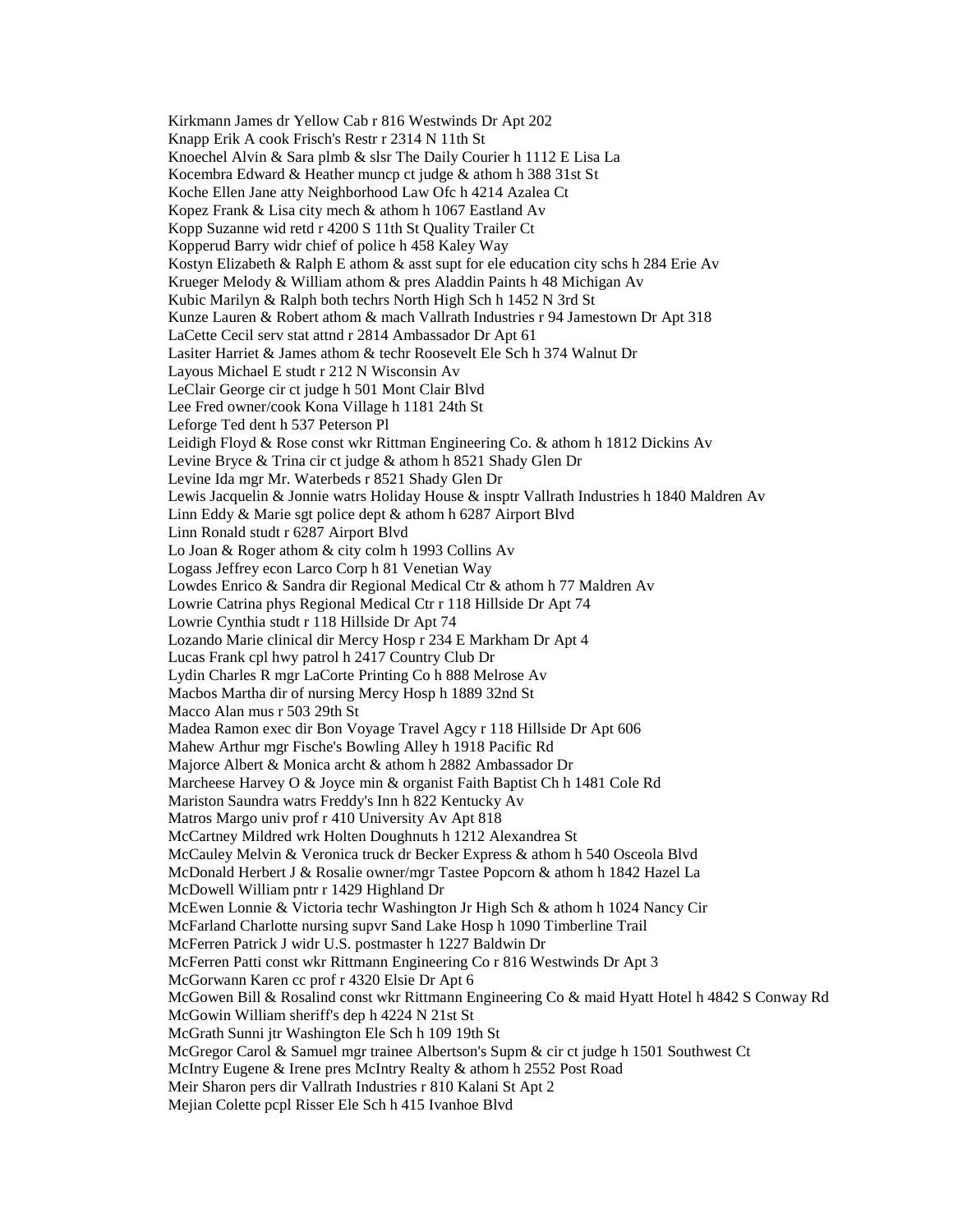Kirkmann James dr Yellow Cab r 816 Westwinds Dr Apt 202
Knapp Erik A cook Frisch's Restr r 2314 N 11th St
Knoechel Alvin & Sara plmb & slsr The Daily Courier h 1112 E Lisa La
Kocembra Edward & Heather muncp ct judge & athom h 388 31st St
Koche Ellen Jane atty Neighborhood Law Ofc h 4214 Azalea Ct
Kopez Frank & Lisa city mech & athom h 1067 Eastland Av
Kopp Suzanne wid retd r 4200 S 11th St Quality Trailer Ct
Kopperud Barry widr chief of police h 458 Kaley Way
Kostyn Elizabeth & Ralph E athom & asst supt for ele education city schs h 284 Erie Av
Krueger Melody & William athom & pres Aladdin Paints h 48 Michigan Av
Kubic Marilyn & Ralph both techrs North High Sch h 1452 N 3rd St
Kunze Lauren & Robert athom & mach Vallrath Industries r 94 Jamestown Dr Apt 318
LaCette Cecil serv stat attnd r 2814 Ambassador Dr Apt 61
Lasiter Harriet & James athom & techr Roosevelt Ele Sch h 374 Walnut Dr
Layous Michael E studt r 212 N Wisconsin Av
LeClair George cir ct judge h 501 Mont Clair Blvd
Lee Fred owner/cook Kona Village h 1181 24th St
Leforge Ted dent h 537 Peterson Pl
Leidigh Floyd & Rose const wkr Rittman Engineering Co. & athom h 1812 Dickins Av
Levine Bryce & Trina cir ct judge & athom h 8521 Shady Glen Dr
Levine Ida mgr Mr. Waterbeds r 8521 Shady Glen Dr
Lewis Jacquelin & Jonnie watrs Holiday House & insptr Vallrath Industries h 1840 Maldren Av
Linn Eddy & Marie sgt police dept & athom h 6287 Airport Blvd
Linn Ronald studt r 6287 Airport Blvd
Lo Joan & Roger athom & city colm h 1993 Collins Av
Logass Jeffrey econ Larco Corp h 81 Venetian Way
Lowdes Enrico & Sandra dir Regional Medical Ctr & athom h 77 Maldren Av
Lowrie Catrina phys Regional Medical Ctr r 118 Hillside Dr Apt 74
Lowrie Cynthia studt r 118 Hillside Dr Apt 74
Lozando Marie clinical dir Mercy Hosp r 234 E Markham Dr Apt 4
Lucas Frank cpl hwy patrol h 2417 Country Club Dr
Lydin Charles R mgr LaCorte Printing Co h 888 Melrose Av
Macbos Martha dir of nursing Mercy Hosp h 1889 32nd St
Macco Alan mus r 503 29th St
Madea Ramon exec dir Bon Voyage Travel Agcy r 118 Hillside Dr Apt 606
Mahew Arthur mgr Fische's Bowling Alley h 1918 Pacific Rd
Majorce Albert & Monica archt & athom h 2882 Ambassador Dr
Marcheese Harvey O & Joyce min & organist Faith Baptist Ch h 1481 Cole Rd
Mariston Saundra watrs Freddy's Inn h 822 Kentucky Av
Matros Margo univ prof r 410 University Av Apt 818
McCartney Mildred wrk Holten Doughnuts h 1212 Alexandrea St
McCauley Melvin & Veronica truck dr Becker Express & athom h 540 Osceola Blvd
McDonald Herbert J & Rosalie owner/mgr Tastee Popcorn & athom h 1842 Hazel La
McDowell William pntr r 1429 Highland Dr
McEwen Lonnie & Victoria techr Washington Jr High Sch & athom h 1024 Nancy Cir
McFarland Charlotte nursing supvr Sand Lake Hosp h 1090 Timberline Trail
McFerren Patrick J widr U.S. postmaster h 1227 Baldwin Dr
McFerren Patti const wkr Rittmann Engineering Co r 816 Westwinds Dr Apt 3
McGorwann Karen cc prof r 4320 Elsie Dr Apt 6
McGowen Bill & Rosalind const wkr Rittmann Engineering Co & maid Hyatt Hotel h 4842 S Conway Rd
McGowin William sheriff's dep h 4224 N 21st St
McGrath Sunni jtr Washington Ele Sch h 109 19th St
McGregor Carol & Samuel mgr trainee Albertson's Supm & cir ct judge h 1501 Southwest Ct
McIntry Eugene & Irene pres McIntry Realty & athom h 2552 Post Road
Meir Sharon pers dir Vallrath Industries r 810 Kalani St Apt 2
Mejian Colette pcpl Risser Ele Sch h 415 Ivanhoe Blvd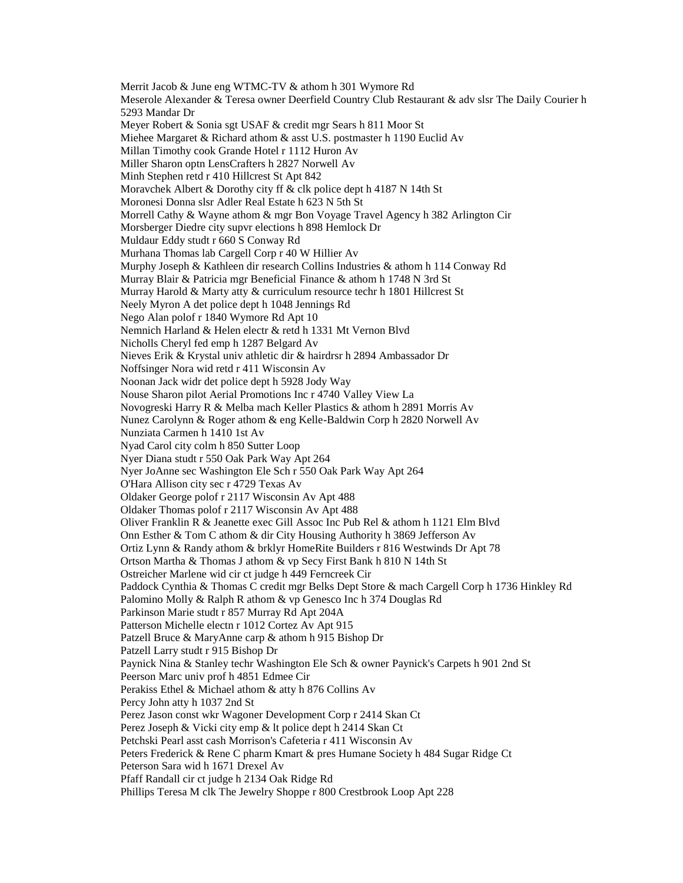Merrit Jacob & June eng WTMC-TV & athom h 301 Wymore Rd
Meserole Alexander & Teresa owner Deerfield Country Club Restaurant & adv slsr The Daily Courier h 5293 Mandar Dr
Meyer Robert & Sonia sgt USAF & credit mgr Sears h 811 Moor St
Miehee Margaret & Richard athom & asst U.S. postmaster h 1190 Euclid Av
Millan Timothy cook Grande Hotel r 1112 Huron Av
Miller Sharon optn LensCrafters h 2827 Norwell Av
Minh Stephen retd r 410 Hillcrest St Apt 842
Moravchek Albert & Dorothy city ff & clk police dept h 4187 N 14th St
Moronesi Donna slsr Adler Real Estate h 623 N 5th St
Morrell Cathy & Wayne athom & mgr Bon Voyage Travel Agency h 382 Arlington Cir
Morsberger Diedre city supvr elections h 898 Hemlock Dr
Muldaur Eddy studt r 660 S Conway Rd
Murhana Thomas lab Cargell Corp r 40 W Hillier Av
Murphy Joseph & Kathleen dir research Collins Industries & athom h 114 Conway Rd
Murray Blair & Patricia mgr Beneficial Finance & athom h 1748 N 3rd St
Murray Harold & Marty atty & curriculum resource techr h 1801 Hillcrest St
Neely Myron A det police dept h 1048 Jennings Rd
Nego Alan polof r 1840 Wymore Rd Apt 10
Nemnich Harland & Helen electr & retd h 1331 Mt Vernon Blvd
Nicholls Cheryl fed emp h 1287 Belgard Av
Nieves Erik & Krystal univ athletic dir & hairdrsr h 2894 Ambassador Dr
Noffsinger Nora wid retd r 411 Wisconsin Av
Noonan Jack widr det police dept h 5928 Jody Way
Nouse Sharon pilot Aerial Promotions Inc r 4740 Valley View La
Novogreski Harry R & Melba mach Keller Plastics & athom h 2891 Morris Av
Nunez Carolynn & Roger athom & eng Kelle-Baldwin Corp h 2820 Norwell Av
Nunziata Carmen h 1410 1st Av
Nyad Carol city colm h 850 Sutter Loop
Nyer Diana studt r 550 Oak Park Way Apt 264
Nyer JoAnne sec Washington Ele Sch r 550 Oak Park Way Apt 264
O'Hara Allison city sec r 4729 Texas Av
Oldaker George polof r 2117 Wisconsin Av Apt 488
Oldaker Thomas polof r 2117 Wisconsin Av Apt 488
Oliver Franklin R & Jeanette exec Gill Assoc Inc Pub Rel & athom h 1121 Elm Blvd
Onn Esther & Tom C athom & dir City Housing Authority h 3869 Jefferson Av
Ortiz Lynn & Randy athom & brklyr HomeRite Builders r 816 Westwinds Dr Apt 78
Ortson Martha & Thomas J athom & vp Secy First Bank h 810 N 14th St
Ostreicher Marlene wid cir ct judge h 449 Ferncreek Cir
Paddock Cynthia & Thomas C credit mgr Belks Dept Store & mach Cargell Corp h 1736 Hinkley Rd
Palomino Molly & Ralph R athom & vp Genesco Inc h 374 Douglas Rd
Parkinson Marie studt r 857 Murray Rd Apt 204A
Patterson Michelle electn r 1012 Cortez Av Apt 915
Patzell Bruce & MaryAnne carp & athom h 915 Bishop Dr
Patzell Larry studt r 915 Bishop Dr
Paynick Nina & Stanley techr Washington Ele Sch & owner Paynick's Carpets h 901 2nd St
Peerson Marc univ prof h 4851 Edmee Cir
Perakiss Ethel & Michael athom & atty h 876 Collins Av
Percy John atty h 1037 2nd St
Perez Jason const wkr Wagoner Development Corp r 2414 Skan Ct
Perez Joseph & Vicki city emp & lt police dept h 2414 Skan Ct
Petchski Pearl asst cash Morrison's Cafeteria r 411 Wisconsin Av
Peters Frederick & Rene C pharm Kmart & pres Humane Society h 484 Sugar Ridge Ct
Peterson Sara wid h 1671 Drexel Av
Pfaff Randall cir ct judge h 2134 Oak Ridge Rd
Phillips Teresa M clk The Jewelry Shoppe r 800 Crestbrook Loop Apt 228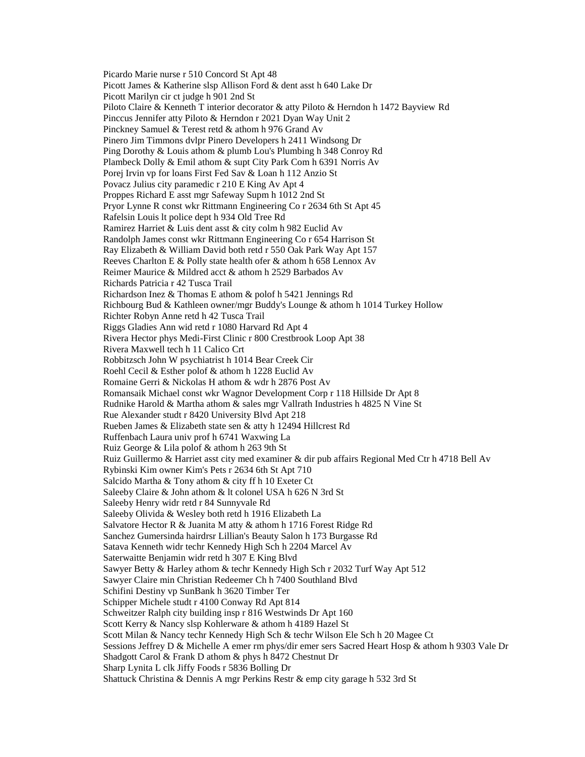Picardo Marie nurse r 510 Concord St Apt 48
Picott James & Katherine slsp Allison Ford & dent asst h 640 Lake Dr
Picott Marilyn cir ct judge h 901 2nd St
Piloto Claire & Kenneth T interior decorator & atty Piloto & Herndon h 1472 Bayview Rd
Pinccus Jennifer atty Piloto & Herndon r 2021 Dyan Way Unit 2
Pinckney Samuel & Terest retd & athom h 976 Grand Av
Pinero Jim Timmons dvlpr Pinero Developers h 2411 Windsong Dr
Ping Dorothy & Louis athom & plumb Lou's Plumbing h 348 Conroy Rd
Plambeck Dolly & Emil athom & supt City Park Com h 6391 Norris Av
Porej Irvin vp for loans First Fed Sav & Loan h 112 Anzio St
Povacz Julius city paramedic r 210 E King Av Apt 4
Proppes Richard E asst mgr Safeway Supm h 1012 2nd St
Pryor Lynne R const wkr Rittmann Engineering Co r 2634 6th St Apt 45
Rafelsin Louis lt police dept h 934 Old Tree Rd
Ramirez Harriet & Luis dent asst & city colm h 982 Euclid Av
Randolph James const wkr Rittmann Engineering Co r 654 Harrison St
Ray Elizabeth & William David both retd r 550 Oak Park Way Apt 157
Reeves Charlton E & Polly state health ofer & athom h 658 Lennox Av
Reimer Maurice & Mildred acct & athom h 2529 Barbados Av
Richards Patricia r 42 Tusca Trail
Richardson Inez & Thomas E athom & polof h 5421 Jennings Rd
Richbourg Bud & Kathleen owner/mgr Buddy's Lounge & athom h 1014 Turkey Hollow
Richter Robyn Anne retd h 42 Tusca Trail
Riggs Gladies Ann wid retd r 1080 Harvard Rd Apt 4
Rivera Hector phys Medi-First Clinic r 800 Crestbrook Loop Apt 38
Rivera Maxwell tech h 11 Calico Crt
Robbitzsch John W psychiatrist h 1014 Bear Creek Cir
Roehl Cecil & Esther polof & athom h 1228 Euclid Av
Romaine Gerri & Nickolas H athom & wdr h 2876 Post Av
Romansaik Michael const wkr Wagnor Development Corp r 118 Hillside Dr Apt 8
Rudnike Harold & Martha athom & sales mgr Vallrath Industries h 4825 N Vine St
Rue Alexander studt r 8420 University Blvd Apt 218
Rueben James & Elizabeth state sen & atty h 12494 Hillcrest Rd
Ruffenbach Laura univ prof h 6741 Waxwing La
Ruiz George & Lila polof & athom h 263 9th St
Ruiz Guillermo & Harriet asst city med examiner & dir pub affairs Regional Med Ctr h 4718 Bell Av
Rybinski Kim owner Kim's Pets r 2634 6th St Apt 710
Salcido Martha & Tony athom & city ff h 10 Exeter Ct
Saleeby Claire & John athom & lt colonel USA h 626 N 3rd St
Saleeby Henry widr retd r 84 Sunnyvale Rd
Saleeby Olivida & Wesley both retd h 1916 Elizabeth La
Salvatore Hector R & Juanita M atty & athom h 1716 Forest Ridge Rd
Sanchez Gumersinda hairdrsr Lillian's Beauty Salon h 173 Burgasse Rd
Satava Kenneth widr techr Kennedy High Sch h 2204 Marcel Av
Saterwaitte Benjamin widr retd h 307 E King Blvd
Sawyer Betty & Harley athom & techr Kennedy High Sch r 2032 Turf Way Apt 512
Sawyer Claire min Christian Redeemer Ch h 7400 Southland Blvd
Schifini Destiny vp SunBank h 3620 Timber Ter
Schipper Michele studt r 4100 Conway Rd Apt 814
Schweitzer Ralph city building insp r 816 Westwinds Dr Apt 160
Scott Kerry & Nancy slsp Kohlerware & athom h 4189 Hazel St
Scott Milan & Nancy techr Kennedy High Sch & techr Wilson Ele Sch h 20 Magee Ct
Sessions Jeffrey D & Michelle A emer rm phys/dir emer sers Sacred Heart Hosp & athom h 9303 Vale Dr
Shadgott Carol & Frank D athom & phys h 8472 Chestnut Dr
Sharp Lynita L clk Jiffy Foods r 5836 Bolling Dr
Shattuck Christina & Dennis A mgr Perkins Restr & emp city garage h 532 3rd St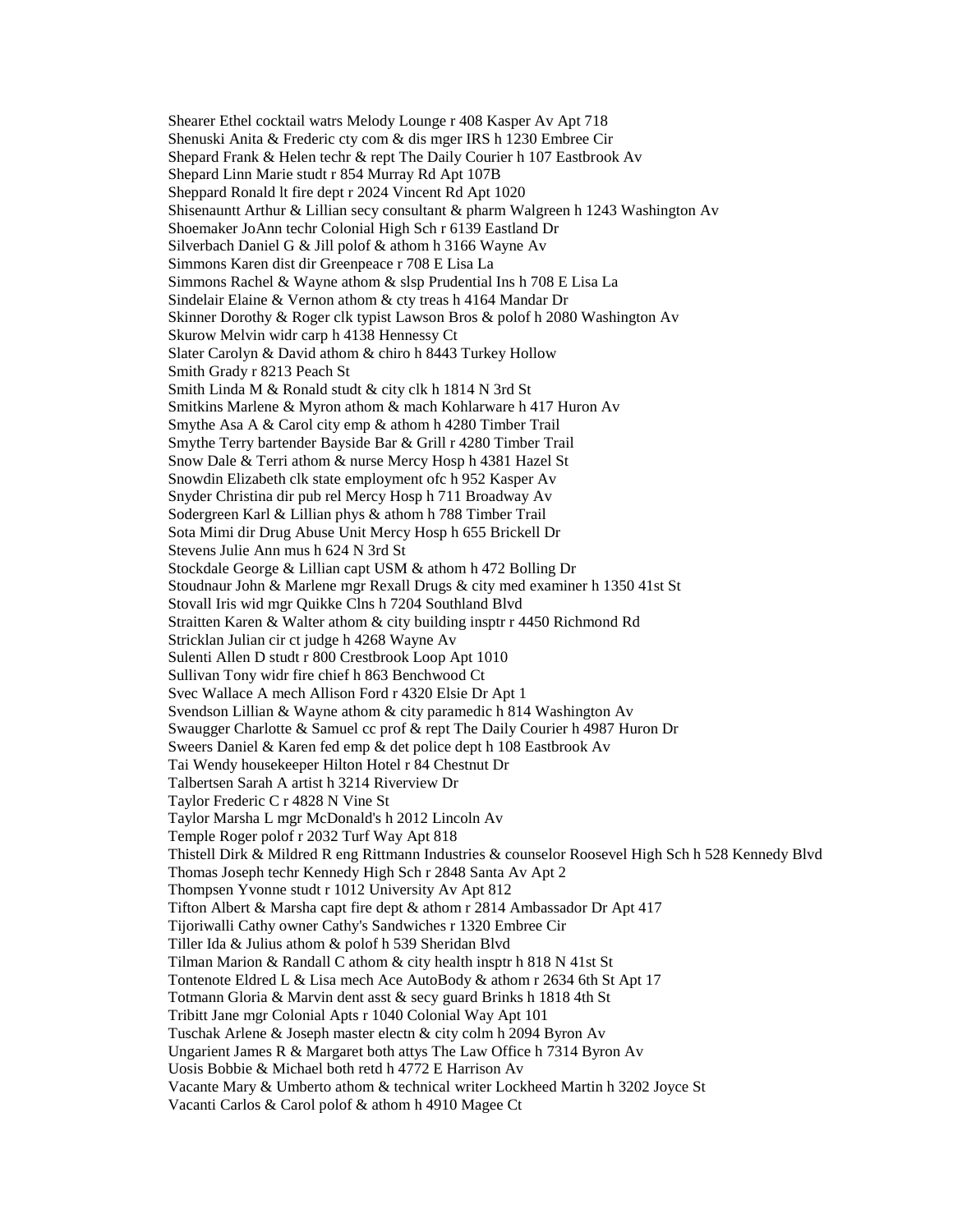Shearer Ethel cocktail watrs Melody Lounge r 408 Kasper Av Apt 718
Shenuski Anita & Frederic cty com & dis mger IRS h 1230 Embree Cir
Shepard Frank & Helen techr & rept The Daily Courier h 107 Eastbrook Av
Shepard Linn Marie studt r 854 Murray Rd Apt 107B
Sheppard Ronald lt fire dept r 2024 Vincent Rd Apt 1020
Shisenauntt Arthur & Lillian secy consultant & pharm Walgreen h 1243 Washington Av
Shoemaker JoAnn techr Colonial High Sch r 6139 Eastland Dr
Silverbach Daniel G & Jill polof & athom h 3166 Wayne Av
Simmons Karen dist dir Greenpeace r 708 E Lisa La
Simmons Rachel & Wayne athom & slsp Prudential Ins h 708 E Lisa La
Sindelair Elaine & Vernon athom & cty treas h 4164 Mandar Dr
Skinner Dorothy & Roger clk typist Lawson Bros & polof h 2080 Washington Av
Skurow Melvin widr carp h 4138 Hennessy Ct
Slater Carolyn & David athom & chiro h 8443 Turkey Hollow
Smith Grady r 8213 Peach St
Smith Linda M & Ronald studt & city clk h 1814 N 3rd St
Smitkins Marlene & Myron athom & mach Kohlarware h 417 Huron Av
Smythe Asa A & Carol city emp & athom h 4280 Timber Trail
Smythe Terry bartender Bayside Bar & Grill r 4280 Timber Trail
Snow Dale & Terri athom & nurse Mercy Hosp h 4381 Hazel St
Snowdin Elizabeth clk state employment ofc h 952 Kasper Av
Snyder Christina dir pub rel Mercy Hosp h 711 Broadway Av
Sodergreen Karl & Lillian phys & athom h 788 Timber Trail
Sota Mimi dir Drug Abuse Unit Mercy Hosp h 655 Brickell Dr
Stevens Julie Ann mus h 624 N 3rd St
Stockdale George & Lillian capt USM & athom h 472 Bolling Dr
Stoudnaur John & Marlene mgr Rexall Drugs & city med examiner h 1350 41st St
Stovall Iris wid mgr Quikke Clns h 7204 Southland Blvd
Straitten Karen & Walter athom & city building insptr r 4450 Richmond Rd
Stricklan Julian cir ct judge h 4268 Wayne Av
Sulenti Allen D studt r 800 Crestbrook Loop Apt 1010
Sullivan Tony widr fire chief h 863 Benchwood Ct
Svec Wallace A mech Allison Ford r 4320 Elsie Dr Apt 1
Svendson Lillian & Wayne athom & city paramedic h 814 Washington Av
Swaugger Charlotte & Samuel cc prof & rept The Daily Courier h 4987 Huron Dr
Sweers Daniel & Karen fed emp & det police dept h 108 Eastbrook Av
Tai Wendy housekeeper Hilton Hotel r 84 Chestnut Dr
Talbertsen Sarah A artist h 3214 Riverview Dr
Taylor Frederic C r 4828 N Vine St
Taylor Marsha L mgr McDonald's h 2012 Lincoln Av
Temple Roger polof r 2032 Turf Way Apt 818
Thistell Dirk & Mildred R eng Rittmann Industries & counselor Roosevel High Sch h 528 Kennedy Blvd
Thomas Joseph techr Kennedy High Sch r 2848 Santa Av Apt 2
Thompsen Yvonne studt r 1012 University Av Apt 812
Tifton Albert & Marsha capt fire dept & athom r 2814 Ambassador Dr Apt 417
Tijoriwalli Cathy owner Cathy's Sandwiches r 1320 Embree Cir
Tiller Ida & Julius athom & polof h 539 Sheridan Blvd
Tilman Marion & Randall C athom & city health insptr h 818 N 41st St
Tontenote Eldred L & Lisa mech Ace AutoBody & athom r 2634 6th St Apt 17
Totmann Gloria & Marvin dent asst & secy guard Brinks h 1818 4th St
Tribitt Jane mgr Colonial Apts r 1040 Colonial Way Apt 101
Tuschak Arlene & Joseph master electn & city colm h 2094 Byron Av
Ungarient James R & Margaret both attys The Law Office h 7314 Byron Av
Uosis Bobbie & Michael both retd h 4772 E Harrison Av
Vacante Mary & Umberto athom & technical writer Lockheed Martin h 3202 Joyce St
Vacanti Carlos & Carol polof & athom h 4910 Magee Ct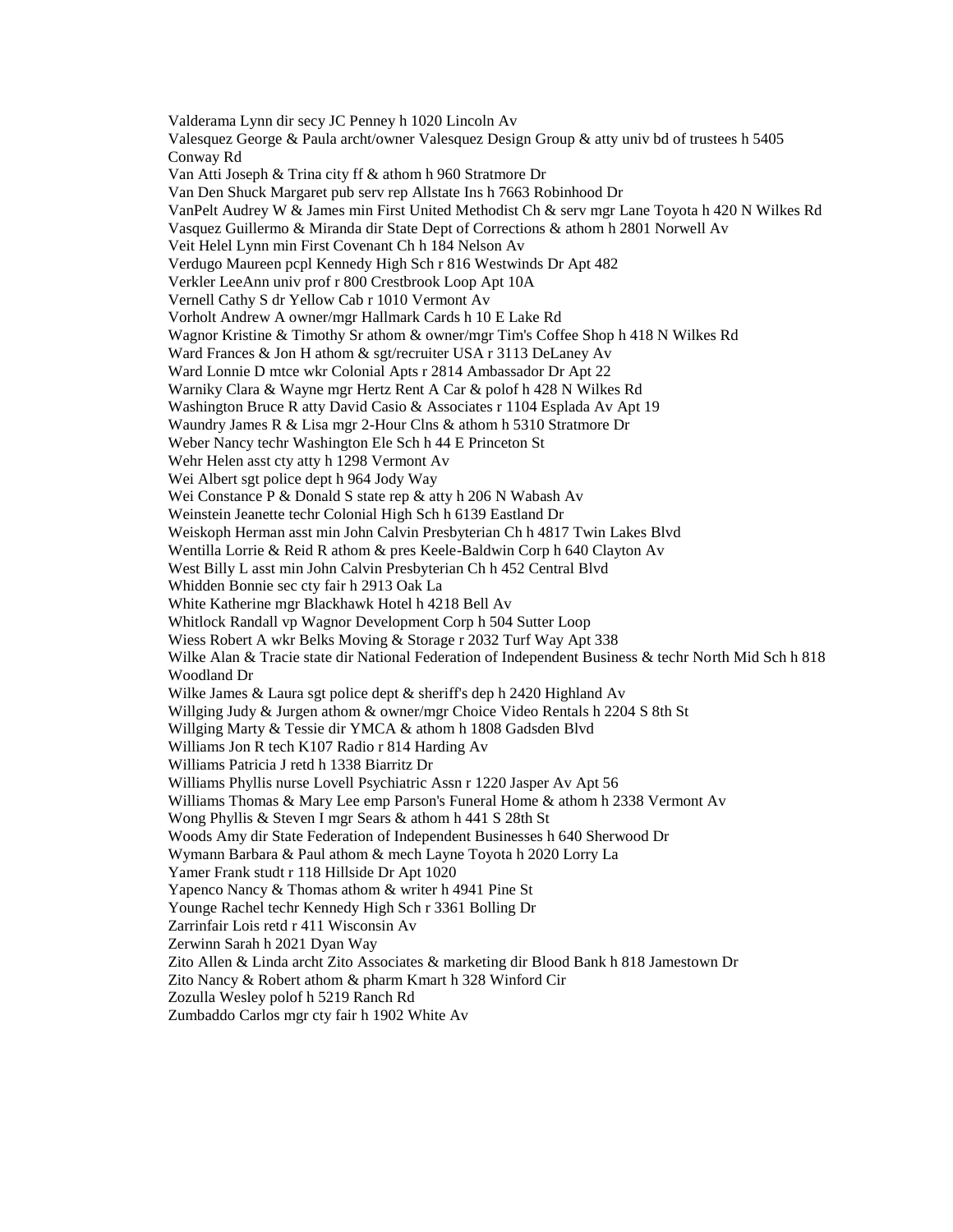Valderama Lynn dir secy JC Penney h 1020 Lincoln Av
Valesquez George & Paula archt/owner Valesquez Design Group & atty univ bd of trustees h 5405 Conway Rd
Van Atti Joseph & Trina city ff & athom h 960 Stratmore Dr
Van Den Shuck Margaret pub serv rep Allstate Ins h 7663 Robinhood Dr
VanPelt Audrey W & James min First United Methodist Ch & serv mgr Lane Toyota h 420 N Wilkes Rd
Vasquez Guillermo & Miranda dir State Dept of Corrections & athom h 2801 Norwell Av
Veit Helel Lynn min First Covenant Ch h 184 Nelson Av
Verdugo Maureen pcpl Kennedy High Sch r 816 Westwinds Dr Apt 482
Verkler LeeAnn univ prof r 800 Crestbrook Loop Apt 10A
Vernell Cathy S dr Yellow Cab r 1010 Vermont Av
Vorholt Andrew A owner/mgr Hallmark Cards h 10 E Lake Rd
Wagnor Kristine & Timothy Sr athom & owner/mgr Tim's Coffee Shop h 418 N Wilkes Rd
Ward Frances & Jon H athom & sgt/recruiter USA r 3113 DeLaney Av
Ward Lonnie D mtce wkr Colonial Apts r 2814 Ambassador Dr Apt 22
Warniky Clara & Wayne mgr Hertz Rent A Car & polof h 428 N Wilkes Rd
Washington Bruce R atty David Casio & Associates r 1104 Esplada Av Apt 19
Waundry James R & Lisa mgr 2-Hour Clns & athom h 5310 Stratmore Dr
Weber Nancy techr Washington Ele Sch h 44 E Princeton St
Wehr Helen asst cty atty h 1298 Vermont Av
Wei Albert sgt police dept h 964 Jody Way
Wei Constance P & Donald S state rep & atty h 206 N Wabash Av
Weinstein Jeanette techr Colonial High Sch h 6139 Eastland Dr
Weiskoph Herman asst min John Calvin Presbyterian Ch h 4817 Twin Lakes Blvd
Wentilla Lorrie & Reid R athom & pres Keele-Baldwin Corp h 640 Clayton Av
West Billy L asst min John Calvin Presbyterian Ch h 452 Central Blvd
Whidden Bonnie sec cty fair h 2913 Oak La
White Katherine mgr Blackhawk Hotel h 4218 Bell Av
Whitlock Randall vp Wagnor Development Corp h 504 Sutter Loop
Wiess Robert A wkr Belks Moving & Storage r 2032 Turf Way Apt 338
Wilke Alan & Tracie state dir National Federation of Independent Business & techr North Mid Sch h 818 Woodland Dr
Wilke James & Laura sgt police dept & sheriff's dep h 2420 Highland Av
Willging Judy & Jurgen athom & owner/mgr Choice Video Rentals h 2204 S 8th St
Willging Marty & Tessie dir YMCA & athom h 1808 Gadsden Blvd
Williams Jon R tech K107 Radio r 814 Harding Av
Williams Patricia J retd h 1338 Biarritz Dr
Williams Phyllis nurse Lovell Psychiatric Assn r 1220 Jasper Av Apt 56
Williams Thomas & Mary Lee emp Parson's Funeral Home & athom h 2338 Vermont Av
Wong Phyllis & Steven I mgr Sears & athom h 441 S 28th St
Woods Amy dir State Federation of Independent Businesses h 640 Sherwood Dr
Wymann Barbara & Paul athom & mech Layne Toyota h 2020 Lorry La
Yamer Frank studt r 118 Hillside Dr Apt 1020
Yapenco Nancy & Thomas athom & writer h 4941 Pine St
Younge Rachel techr Kennedy High Sch r 3361 Bolling Dr
Zarrinfair Lois retd r 411 Wisconsin Av
Zerwinn Sarah h 2021 Dyan Way
Zito Allen & Linda archt Zito Associates & marketing dir Blood Bank h 818 Jamestown Dr
Zito Nancy & Robert athom & pharm Kmart h 328 Winford Cir
Zozulla Wesley polof h 5219 Ranch Rd
Zumbaddo Carlos mgr cty fair h 1902 White Av